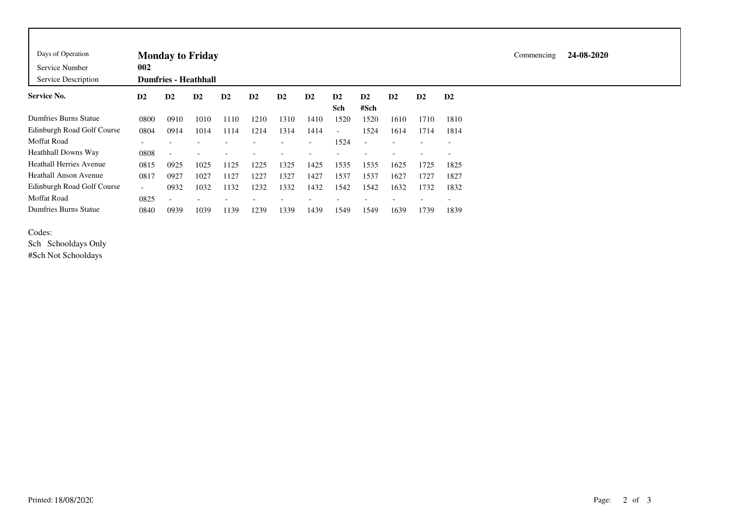| Days of Operation | Monday to Friday | Commencing | 24-08-2020 |
|---|---|---|---|
| Service Number | 002 | | |
| Service Description | Dumfries - Heathhall | | |

| Service No. | D2 | D2 | D2 | D2 | D2 | D2 | D2 | D2 | D2 | D2 | D2 | D2 |
|---|---|---|---|---|---|---|---|---|---|---|---|---|
| | | | | | | | | Sch | #Sch | | | |
| Dumfries Burns Statue | 0800 | 0910 | 1010 | 1110 | 1210 | 1310 | 1410 | 1520 | 1520 | 1610 | 1710 | 1810 |
| Edinburgh Road Golf Course | 0804 | 0914 | 1014 | 1114 | 1214 | 1314 | 1414 | - | 1524 | 1614 | 1714 | 1814 |
| Moffat Road | - | - | - | - | - | - | - | 1524 | - | - | - | - |
| Heathhall Downs Way | 0808 | - | - | - | - | - | - | - | - | - | - | - |
| Heathall Herries Avenue | 0815 | 0925 | 1025 | 1125 | 1225 | 1325 | 1425 | 1535 | 1535 | 1625 | 1725 | 1825 |
| Heathall Anson Avenue | 0817 | 0927 | 1027 | 1127 | 1227 | 1327 | 1427 | 1537 | 1537 | 1627 | 1727 | 1827 |
| Edinburgh Road Golf Course | - | 0932 | 1032 | 1132 | 1232 | 1332 | 1432 | 1542 | 1542 | 1632 | 1732 | 1832 |
| Moffat Road | 0825 | - | - | - | - | - | - | - | - | - | - | - |
| Dumfries Burns Statue | 0840 | 0939 | 1039 | 1139 | 1239 | 1339 | 1439 | 1549 | 1549 | 1639 | 1739 | 1839 |

Codes:

Sch Schooldays Only

#Sch Not Schooldays

Printed: 18/08/2020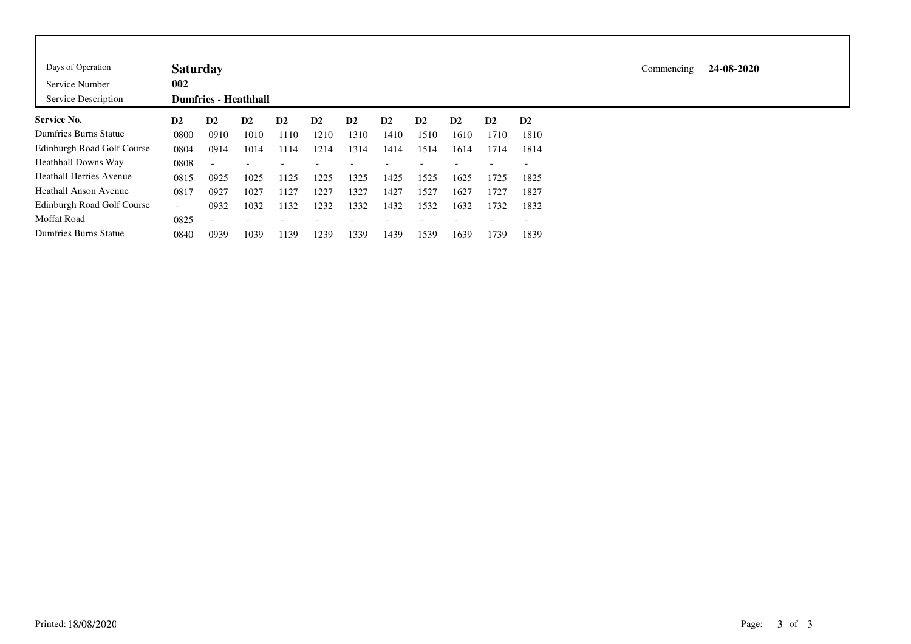| | | |
|---|---|---|
| Days of Operation | **Saturday** | Commencing **24-08-2020** |
| Service Number | **002** | |
| Service Description | **Dumfries - Heathhall** | |

| **Service No.** | **D2** | **D2** | **D2** | **D2** | **D2** | **D2** | **D2** | **D2** | **D2** | **D2** | **D2** |
|---|---|---|---|---|---|---|---|---|---|---|---|
| Dumfries Burns Statue | 0800 | 0910 | 1010 | 1110 | 1210 | 1310 | 1410 | 1510 | 1610 | 1710 | 1810 |
| Edinburgh Road Golf Course | 0804 | 0914 | 1014 | 1114 | 1214 | 1314 | 1414 | 1514 | 1614 | 1714 | 1814 |
| Heathhall Downs Way | 0808 | - | - | - | - | - | - | - | - | - | - |
| Heathall Herries Avenue | 0815 | 0925 | 1025 | 1125 | 1225 | 1325 | 1425 | 1525 | 1625 | 1725 | 1825 |
| Heathall Anson Avenue | 0817 | 0927 | 1027 | 1127 | 1227 | 1327 | 1427 | 1527 | 1627 | 1727 | 1827 |
| Edinburgh Road Golf Course | - | 0932 | 1032 | 1132 | 1232 | 1332 | 1432 | 1532 | 1632 | 1732 | 1832 |
| Moffat Road | 0825 | - | - | - | - | - | - | - | - | - | - |
| Dumfries Burns Statue | 0840 | 0939 | 1039 | 1139 | 1239 | 1339 | 1439 | 1539 | 1639 | 1739 | 1839 |

Printed: 18/08/2020